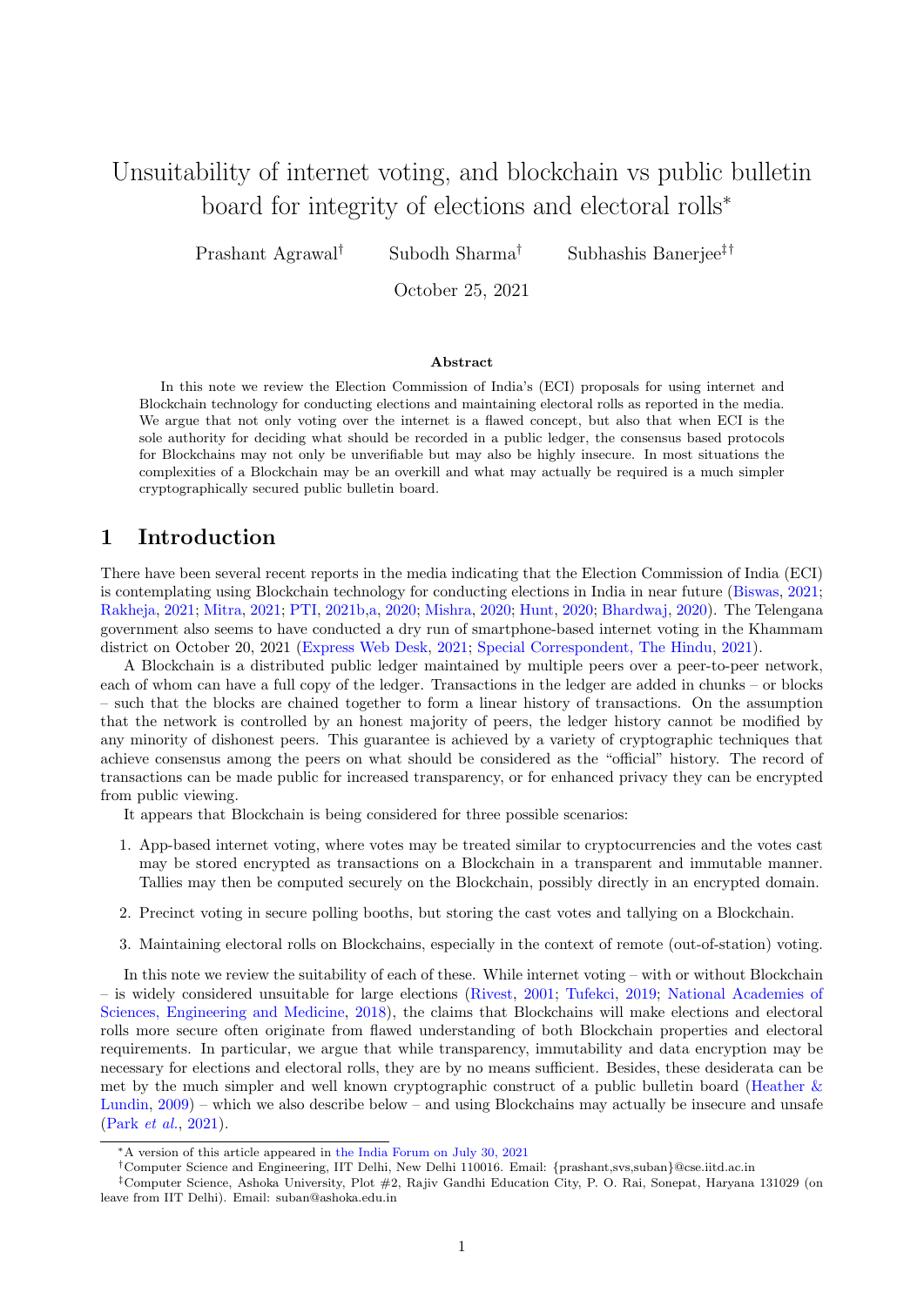# Unsuitability of internet voting, and blockchain vs public bulletin board for integrity of elections and electoral rolls*

Prashant Agrawal† Subodh Sharma† Subhashis Banerjee‡†

October 25, 2021

**Abstract**

In this note we review the Election Commission of India's (ECI) proposals for using internet and Blockchain technology for conducting elections and maintaining electoral rolls as reported in the media. We argue that not only voting over the internet is a flawed concept, but also that when ECI is the sole authority for deciding what should be recorded in a public ledger, the consensus based protocols for Blockchains may not only be unverifiable but may also be highly insecure. In most situations the complexities of a Blockchain may be an overkill and what may actually be required is a much simpler cryptographically secured public bulletin board.

## 1 Introduction

There have been several recent reports in the media indicating that the Election Commission of India (ECI) is contemplating using Blockchain technology for conducting elections in India in near future (Biswas, 2021; Rakheja, 2021; Mitra, 2021; PTI, 2021b,a, 2020; Mishra, 2020; Hunt, 2020; Bhardwaj, 2020). The Telengana government also seems to have conducted a dry run of smartphone-based internet voting in the Khammam district on October 20, 2021 (Express Web Desk, 2021; Special Correspondent, The Hindu, 2021).

A Blockchain is a distributed public ledger maintained by multiple peers over a peer-to-peer network, each of whom can have a full copy of the ledger. Transactions in the ledger are added in chunks – or blocks – such that the blocks are chained together to form a linear history of transactions. On the assumption that the network is controlled by an honest majority of peers, the ledger history cannot be modified by any minority of dishonest peers. This guarantee is achieved by a variety of cryptographic techniques that achieve consensus among the peers on what should be considered as the "official" history. The record of transactions can be made public for increased transparency, or for enhanced privacy they can be encrypted from public viewing.

It appears that Blockchain is being considered for three possible scenarios:

1. App-based internet voting, where votes may be treated similar to cryptocurrencies and the votes cast may be stored encrypted as transactions on a Blockchain in a transparent and immutable manner. Tallies may then be computed securely on the Blockchain, possibly directly in an encrypted domain.
2. Precinct voting in secure polling booths, but storing the cast votes and tallying on a Blockchain.
3. Maintaining electoral rolls on Blockchains, especially in the context of remote (out-of-station) voting.

In this note we review the suitability of each of these. While internet voting – with or without Blockchain – is widely considered unsuitable for large elections (Rivest, 2001; Tufekci, 2019; National Academies of Sciences, Engineering and Medicine, 2018), the claims that Blockchains will make elections and electoral rolls more secure often originate from flawed understanding of both Blockchain properties and electoral requirements. In particular, we argue that while transparency, immutability and data encryption may be necessary for elections and electoral rolls, they are by no means sufficient. Besides, these desiderata can be met by the much simpler and well known cryptographic construct of a public bulletin board (Heather & Lundin, 2009) – which we also describe below – and using Blockchains may actually be insecure and unsafe (Park *et al.*, 2021).

*A version of this article appeared in the India Forum on July 30, 2021

†Computer Science and Engineering, IIT Delhi, New Delhi 110016. Email: {prashant,svs,suban}@cse.iitd.ac.in

‡Computer Science, Ashoka University, Plot #2, Rajiv Gandhi Education City, P. O. Rai, Sonepat, Haryana 131029 (on leave from IIT Delhi). Email: suban@ashoka.edu.in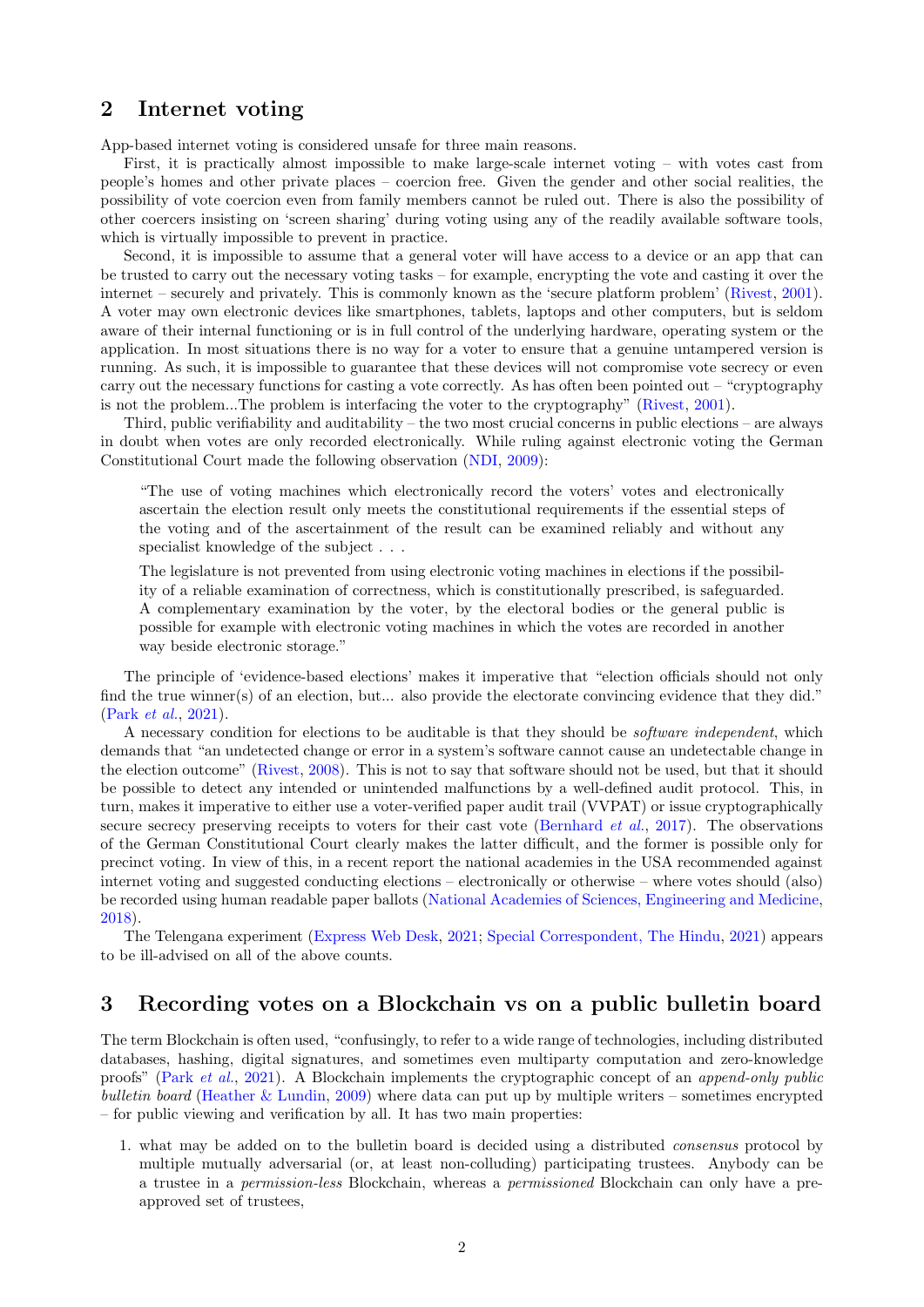## 2 Internet voting

App-based internet voting is considered unsafe for three main reasons.

First, it is practically almost impossible to make large-scale internet voting – with votes cast from people's homes and other private places – coercion free. Given the gender and other social realities, the possibility of vote coercion even from family members cannot be ruled out. There is also the possibility of other coercers insisting on 'screen sharing' during voting using any of the readily available software tools, which is virtually impossible to prevent in practice.

Second, it is impossible to assume that a general voter will have access to a device or an app that can be trusted to carry out the necessary voting tasks – for example, encrypting the vote and casting it over the internet – securely and privately. This is commonly known as the 'secure platform problem' (Rivest, 2001). A voter may own electronic devices like smartphones, tablets, laptops and other computers, but is seldom aware of their internal functioning or is in full control of the underlying hardware, operating system or the application. In most situations there is no way for a voter to ensure that a genuine untampered version is running. As such, it is impossible to guarantee that these devices will not compromise vote secrecy or even carry out the necessary functions for casting a vote correctly. As has often been pointed out – "cryptography is not the problem...The problem is interfacing the voter to the cryptography" (Rivest, 2001).

Third, public verifiability and auditability – the two most crucial concerns in public elections – are always in doubt when votes are only recorded electronically. While ruling against electronic voting the German Constitutional Court made the following observation (NDI, 2009):

> "The use of voting machines which electronically record the voters' votes and electronically ascertain the election result only meets the constitutional requirements if the essential steps of the voting and of the ascertainment of the result can be examined reliably and without any specialist knowledge of the subject . . .
>
> The legislature is not prevented from using electronic voting machines in elections if the possibility of a reliable examination of correctness, which is constitutionally prescribed, is safeguarded. A complementary examination by the voter, by the electoral bodies or the general public is possible for example with electronic voting machines in which the votes are recorded in another way beside electronic storage."

The principle of 'evidence-based elections' makes it imperative that "election officials should not only find the true winner(s) of an election, but... also provide the electorate convincing evidence that they did." (Park *et al.*, 2021).

A necessary condition for elections to be auditable is that they should be *software independent*, which demands that "an undetected change or error in a system's software cannot cause an undetectable change in the election outcome" (Rivest, 2008). This is not to say that software should not be used, but that it should be possible to detect any intended or unintended malfunctions by a well-defined audit protocol. This, in turn, makes it imperative to either use a voter-verified paper audit trail (VVPAT) or issue cryptographically secure secrecy preserving receipts to voters for their cast vote (Bernhard *et al.*, 2017). The observations of the German Constitutional Court clearly makes the latter difficult, and the former is possible only for precinct voting. In view of this, in a recent report the national academies in the USA recommended against internet voting and suggested conducting elections – electronically or otherwise – where votes should (also) be recorded using human readable paper ballots (National Academies of Sciences, Engineering and Medicine, 2018).

The Telengana experiment (Express Web Desk, 2021; Special Correspondent, The Hindu, 2021) appears to be ill-advised on all of the above counts.

## 3 Recording votes on a Blockchain vs on a public bulletin board

The term Blockchain is often used, "confusingly, to refer to a wide range of technologies, including distributed databases, hashing, digital signatures, and sometimes even multiparty computation and zero-knowledge proofs" (Park *et al.*, 2021). A Blockchain implements the cryptographic concept of an *append-only public bulletin board* (Heather & Lundin, 2009) where data can put up by multiple writers – sometimes encrypted – for public viewing and verification by all. It has two main properties:

1. what may be added on to the bulletin board is decided using a distributed *consensus* protocol by multiple mutually adversarial (or, at least non-colluding) participating trustees. Anybody can be a trustee in a *permission-less* Blockchain, whereas a *permissioned* Blockchain can only have a pre-approved set of trustees,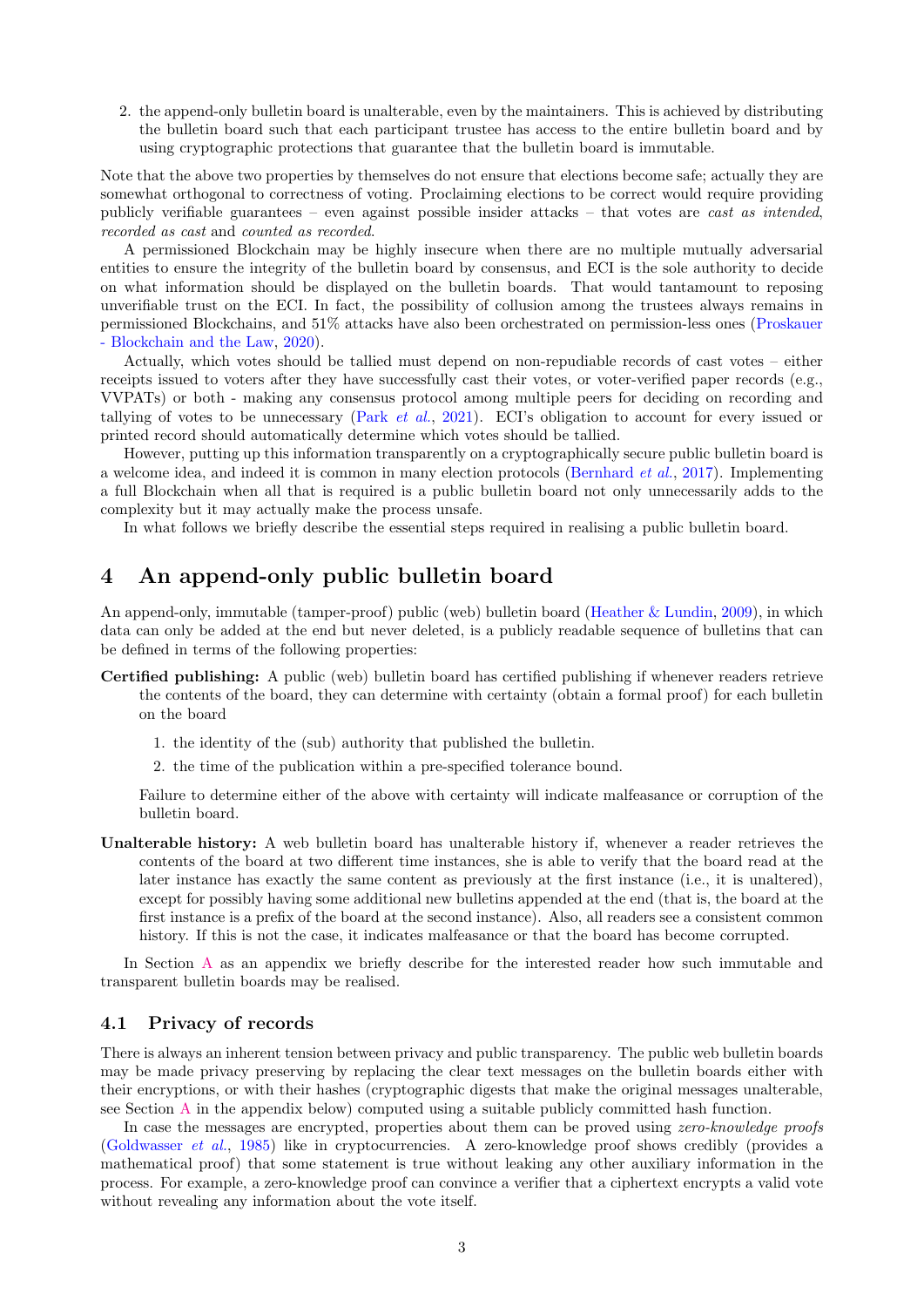2. the append-only bulletin board is unalterable, even by the maintainers. This is achieved by distributing the bulletin board such that each participant trustee has access to the entire bulletin board and by using cryptographic protections that guarantee that the bulletin board is immutable.

Note that the above two properties by themselves do not ensure that elections become safe; actually they are somewhat orthogonal to correctness of voting. Proclaiming elections to be correct would require providing publicly verifiable guarantees – even against possible insider attacks – that votes are *cast as intended*, *recorded as cast* and *counted as recorded*.

A permissioned Blockchain may be highly insecure when there are no multiple mutually adversarial entities to ensure the integrity of the bulletin board by consensus, and ECI is the sole authority to decide on what information should be displayed on the bulletin boards. That would tantamount to reposing unverifiable trust on the ECI. In fact, the possibility of collusion among the trustees always remains in permissioned Blockchains, and 51% attacks have also been orchestrated on permission-less ones (Proskauer - Blockchain and the Law, 2020).

Actually, which votes should be tallied must depend on non-repudiable records of cast votes – either receipts issued to voters after they have successfully cast their votes, or voter-verified paper records (e.g., VVPATs) or both - making any consensus protocol among multiple peers for deciding on recording and tallying of votes to be unnecessary (Park *et al.*, 2021). ECI's obligation to account for every issued or printed record should automatically determine which votes should be tallied.

However, putting up this information transparently on a cryptographically secure public bulletin board is a welcome idea, and indeed it is common in many election protocols (Bernhard *et al.*, 2017). Implementing a full Blockchain when all that is required is a public bulletin board not only unnecessarily adds to the complexity but it may actually make the process unsafe.

In what follows we briefly describe the essential steps required in realising a public bulletin board.

# 4 An append-only public bulletin board

An append-only, immutable (tamper-proof) public (web) bulletin board (Heather & Lundin, 2009), in which data can only be added at the end but never deleted, is a publicly readable sequence of bulletins that can be defined in terms of the following properties:

**Certified publishing:** A public (web) bulletin board has certified publishing if whenever readers retrieve the contents of the board, they can determine with certainty (obtain a formal proof) for each bulletin on the board

1. the identity of the (sub) authority that published the bulletin.
2. the time of the publication within a pre-specified tolerance bound.

Failure to determine either of the above with certainty will indicate malfeasance or corruption of the bulletin board.

**Unalterable history:** A web bulletin board has unalterable history if, whenever a reader retrieves the contents of the board at two different time instances, she is able to verify that the board read at the later instance has exactly the same content as previously at the first instance (i.e., it is unaltered), except for possibly having some additional new bulletins appended at the end (that is, the board at the first instance is a prefix of the board at the second instance). Also, all readers see a consistent common history. If this is not the case, it indicates malfeasance or that the board has become corrupted.

In Section A as an appendix we briefly describe for the interested reader how such immutable and transparent bulletin boards may be realised.

## 4.1 Privacy of records

There is always an inherent tension between privacy and public transparency. The public web bulletin boards may be made privacy preserving by replacing the clear text messages on the bulletin boards either with their encryptions, or with their hashes (cryptographic digests that make the original messages unalterable, see Section A in the appendix below) computed using a suitable publicly committed hash function.

In case the messages are encrypted, properties about them can be proved using *zero-knowledge proofs* (Goldwasser *et al.*, 1985) like in cryptocurrencies. A zero-knowledge proof shows credibly (provides a mathematical proof) that some statement is true without leaking any other auxiliary information in the process. For example, a zero-knowledge proof can convince a verifier that a ciphertext encrypts a valid vote without revealing any information about the vote itself.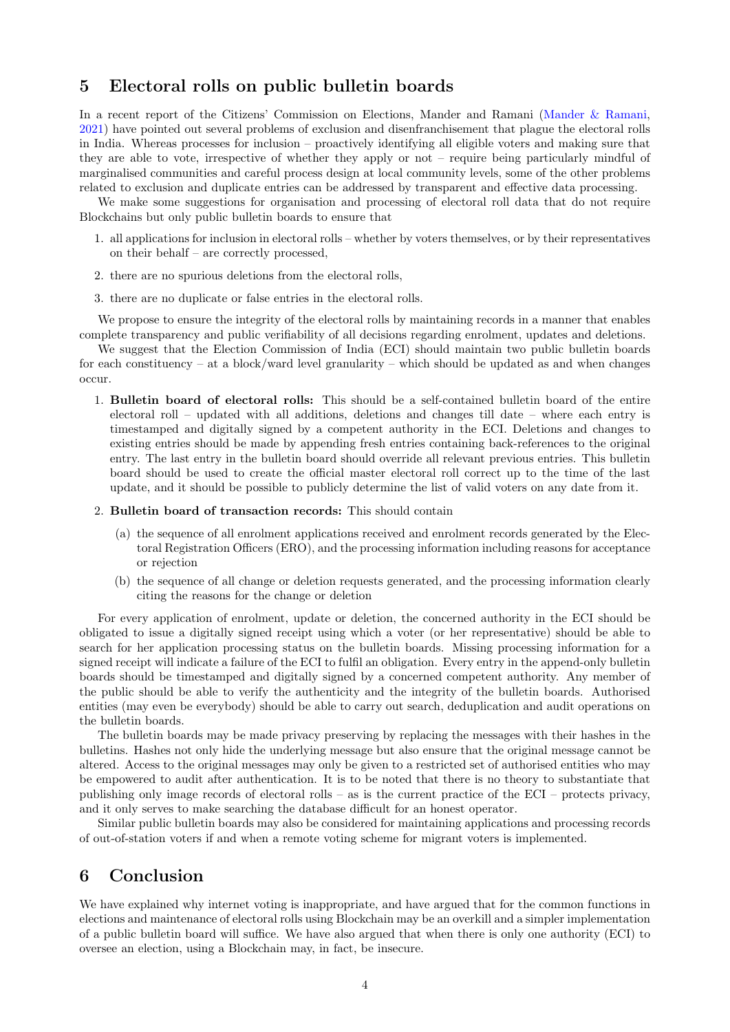## 5 Electoral rolls on public bulletin boards

In a recent report of the Citizens' Commission on Elections, Mander and Ramani (Mander & Ramani, 2021) have pointed out several problems of exclusion and disenfranchisement that plague the electoral rolls in India. Whereas processes for inclusion – proactively identifying all eligible voters and making sure that they are able to vote, irrespective of whether they apply or not – require being particularly mindful of marginalised communities and careful process design at local community levels, some of the other problems related to exclusion and duplicate entries can be addressed by transparent and effective data processing.

We make some suggestions for organisation and processing of electoral roll data that do not require Blockchains but only public bulletin boards to ensure that

1. all applications for inclusion in electoral rolls – whether by voters themselves, or by their representatives on their behalf – are correctly processed,
2. there are no spurious deletions from the electoral rolls,
3. there are no duplicate or false entries in the electoral rolls.

We propose to ensure the integrity of the electoral rolls by maintaining records in a manner that enables complete transparency and public verifiability of all decisions regarding enrolment, updates and deletions.

We suggest that the Election Commission of India (ECI) should maintain two public bulletin boards for each constituency – at a block/ward level granularity – which should be updated as and when changes occur.

1. **Bulletin board of electoral rolls:** This should be a self-contained bulletin board of the entire electoral roll – updated with all additions, deletions and changes till date – where each entry is timestamped and digitally signed by a competent authority in the ECI. Deletions and changes to existing entries should be made by appending fresh entries containing back-references to the original entry. The last entry in the bulletin board should override all relevant previous entries. This bulletin board should be used to create the official master electoral roll correct up to the time of the last update, and it should be possible to publicly determine the list of valid voters on any date from it.
2. **Bulletin board of transaction records:** This should contain
   (a) the sequence of all enrolment applications received and enrolment records generated by the Electoral Registration Officers (ERO), and the processing information including reasons for acceptance or rejection
   (b) the sequence of all change or deletion requests generated, and the processing information clearly citing the reasons for the change or deletion

For every application of enrolment, update or deletion, the concerned authority in the ECI should be obligated to issue a digitally signed receipt using which a voter (or her representative) should be able to search for her application processing status on the bulletin boards. Missing processing information for a signed receipt will indicate a failure of the ECI to fulfil an obligation. Every entry in the append-only bulletin boards should be timestamped and digitally signed by a concerned competent authority. Any member of the public should be able to verify the authenticity and the integrity of the bulletin boards. Authorised entities (may even be everybody) should be able to carry out search, deduplication and audit operations on the bulletin boards.

The bulletin boards may be made privacy preserving by replacing the messages with their hashes in the bulletins. Hashes not only hide the underlying message but also ensure that the original message cannot be altered. Access to the original messages may only be given to a restricted set of authorised entities who may be empowered to audit after authentication. It is to be noted that there is no theory to substantiate that publishing only image records of electoral rolls – as is the current practice of the ECI – protects privacy, and it only serves to make searching the database difficult for an honest operator.

Similar public bulletin boards may also be considered for maintaining applications and processing records of out-of-station voters if and when a remote voting scheme for migrant voters is implemented.

## 6 Conclusion

We have explained why internet voting is inappropriate, and have argued that for the common functions in elections and maintenance of electoral rolls using Blockchain may be an overkill and a simpler implementation of a public bulletin board will suffice. We have also argued that when there is only one authority (ECI) to oversee an election, using a Blockchain may, in fact, be insecure.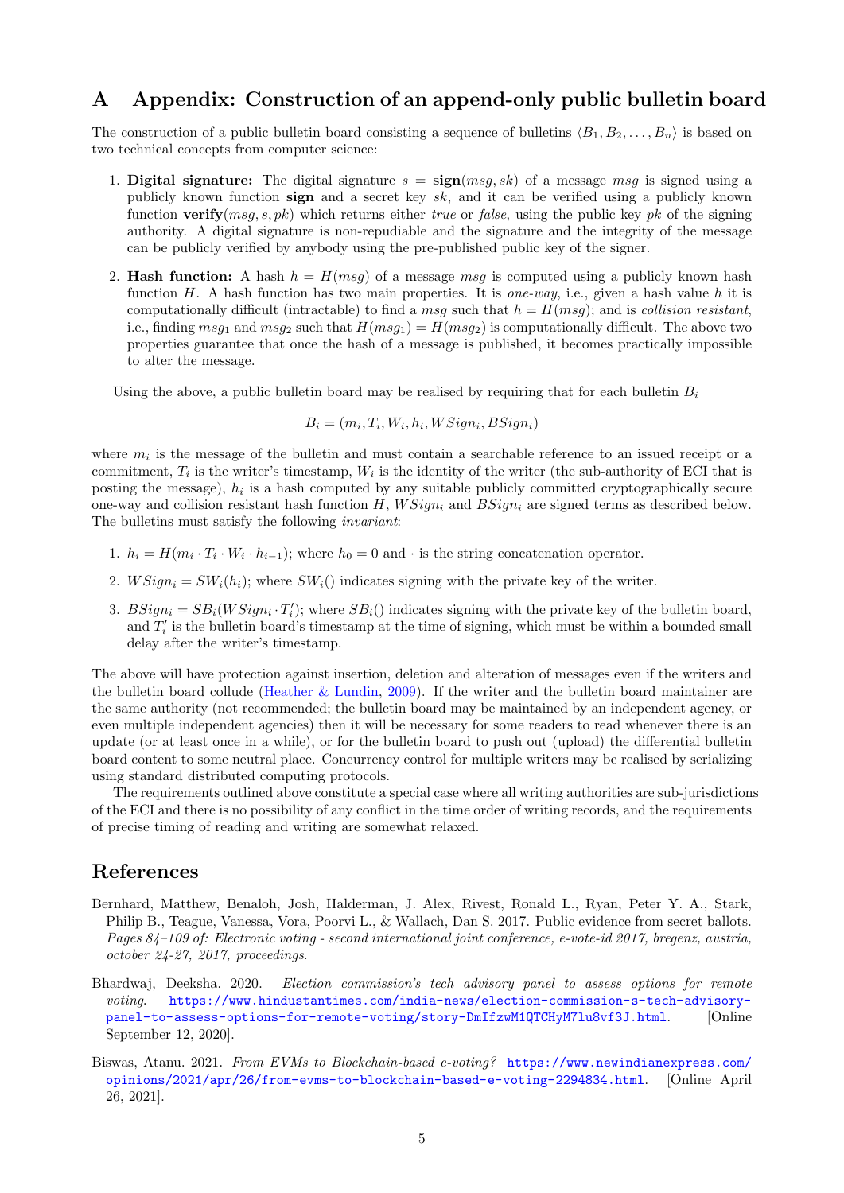# A Appendix: Construction of an append-only public bulletin board

The construction of a public bulletin board consisting a sequence of bulletins $\langle B_1, B_2, \ldots, B_n \rangle$ is based on two technical concepts from computer science:

1. **Digital signature:** The digital signature $s = \mathbf{sign}(msg, sk)$ of a message $msg$ is signed using a publicly known function **sign** and a secret key $sk$, and it can be verified using a publicly known function $\mathbf{verify}(msg, s, pk)$ which returns either *true* or *false*, using the public key $pk$ of the signing authority. A digital signature is non-repudiable and the signature and the integrity of the message can be publicly verified by anybody using the pre-published public key of the signer.

2. **Hash function:** A hash $h = H(msg)$ of a message $msg$ is computed using a publicly known hash function $H$. A hash function has two main properties. It is *one-way*, i.e., given a hash value $h$ it is computationally difficult (intractable) to find a $msg$ such that $h = H(msg)$; and is *collision resistant*, i.e., finding $msg_1$ and $msg_2$ such that $H(msg_1) = H(msg_2)$ is computationally difficult. The above two properties guarantee that once the hash of a message is published, it becomes practically impossible to alter the message.

Using the above, a public bulletin board may be realised by requiring that for each bulletin $B_i$

$$B_i = (m_i, T_i, W_i, h_i, WSign_i, BSign_i)$$

where $m_i$ is the message of the bulletin and must contain a searchable reference to an issued receipt or a commitment, $T_i$ is the writer's timestamp, $W_i$ is the identity of the writer (the sub-authority of ECI that is posting the message), $h_i$ is a hash computed by any suitable publicly committed cryptographically secure one-way and collision resistant hash function $H$, $WSign_i$ and $BSign_i$ are signed terms as described below. The bulletins must satisfy the following *invariant*:

1. $h_i = H(m_i \cdot T_i \cdot W_i \cdot h_{i-1})$; where $h_0 = 0$ and $\cdot$ is the string concatenation operator.

2. $WSign_i = SW_i(h_i)$; where $SW_i()$ indicates signing with the private key of the writer.

3. $BSign_i = SB_i(WSign_i \cdot T'_i)$; where $SB_i()$ indicates signing with the private key of the bulletin board, and $T'_i$ is the bulletin board's timestamp at the time of signing, which must be within a bounded small delay after the writer's timestamp.

The above will have protection against insertion, deletion and alteration of messages even if the writers and the bulletin board collude (Heather & Lundin, 2009). If the writer and the bulletin board maintainer are the same authority (not recommended; the bulletin board may be maintained by an independent agency, or even multiple independent agencies) then it will be necessary for some readers to read whenever there is an update (or at least once in a while), or for the bulletin board to push out (upload) the differential bulletin board content to some neutral place. Concurrency control for multiple writers may be realised by serializing using standard distributed computing protocols.

The requirements outlined above constitute a special case where all writing authorities are sub-jurisdictions of the ECI and there is no possibility of any conflict in the time order of writing records, and the requirements of precise timing of reading and writing are somewhat relaxed.

# References

Bernhard, Matthew, Benaloh, Josh, Halderman, J. Alex, Rivest, Ronald L., Ryan, Peter Y. A., Stark, Philip B., Teague, Vanessa, Vora, Poorvi L., & Wallach, Dan S. 2017. Public evidence from secret ballots. *Pages 84–109 of: Electronic voting - second international joint conference, e-vote-id 2017, bregenz, austria, october 24-27, 2017, proceedings.*

Bhardwaj, Deeksha. 2020. *Election commission's tech advisory panel to assess options for remote voting.* https://www.hindustantimes.com/india-news/election-commission-s-tech-advisory-panel-to-assess-options-for-remote-voting/story-DmIfzwM1QTCHyM7lu8vf3J.html. [Online September 12, 2020].

Biswas, Atanu. 2021. *From EVMs to Blockchain-based e-voting?* https://www.newindianexpress.com/opinions/2021/apr/26/from-evms-to-blockchain-based-e-voting-2294834.html. [Online April 26, 2021].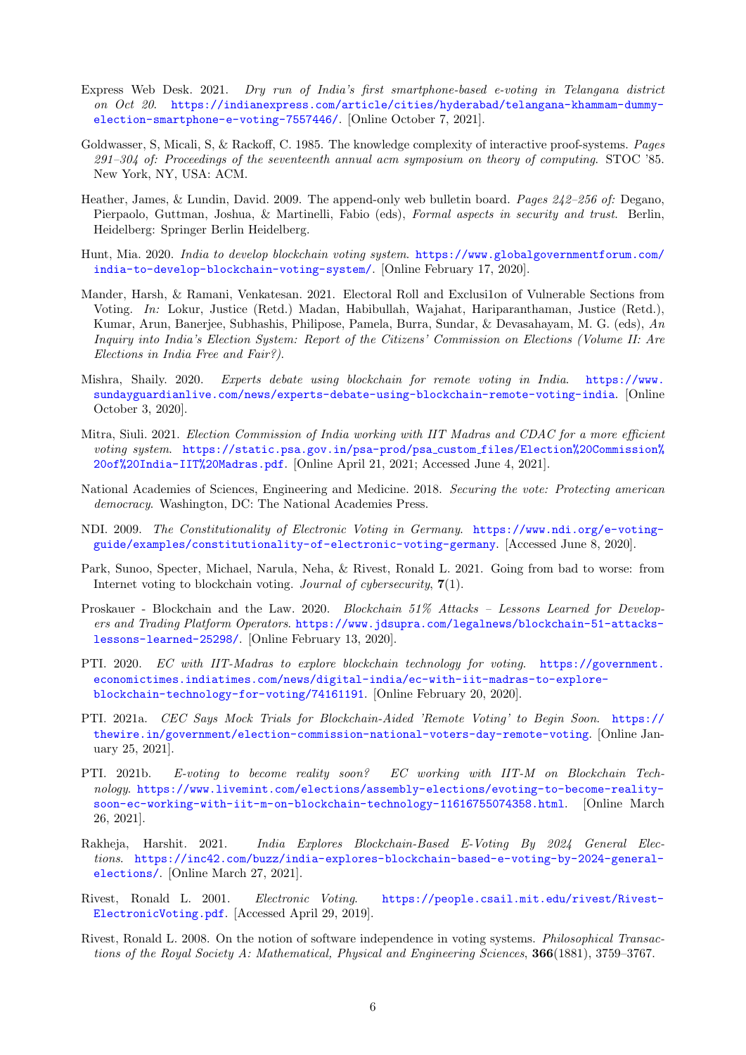Express Web Desk. 2021. *Dry run of India's first smartphone-based e-voting in Telangana district on Oct 20*. https://indianexpress.com/article/cities/hyderabad/telangana-khammam-dummy-election-smartphone-e-voting-7557446/. [Online October 7, 2021].

Goldwasser, S, Micali, S, & Rackoff, C. 1985. The knowledge complexity of interactive proof-systems. *Pages 291–304 of: Proceedings of the seventeenth annual acm symposium on theory of computing*. STOC '85. New York, NY, USA: ACM.

Heather, James, & Lundin, David. 2009. The append-only web bulletin board. *Pages 242–256 of:* Degano, Pierpaolo, Guttman, Joshua, & Martinelli, Fabio (eds), *Formal aspects in security and trust*. Berlin, Heidelberg: Springer Berlin Heidelberg.

Hunt, Mia. 2020. *India to develop blockchain voting system*. https://www.globalgovernmentforum.com/india-to-develop-blockchain-voting-system/. [Online February 17, 2020].

Mander, Harsh, & Ramani, Venkatesan. 2021. Electoral Roll and Exclusi1on of Vulnerable Sections from Voting. *In:* Lokur, Justice (Retd.) Madan, Habibullah, Wajahat, Hariparanthaman, Justice (Retd.), Kumar, Arun, Banerjee, Subhashis, Philipose, Pamela, Burra, Sundar, & Devasahayam, M. G. (eds), *An Inquiry into India's Election System: Report of the Citizens' Commission on Elections (Volume II: Are Elections in India Free and Fair?)*.

Mishra, Shaily. 2020. *Experts debate using blockchain for remote voting in India*. https://www.sundayguardianlive.com/news/experts-debate-using-blockchain-remote-voting-india. [Online October 3, 2020].

Mitra, Siuli. 2021. *Election Commission of India working with IIT Madras and CDAC for a more efficient voting system*. https://static.psa.gov.in/psa-prod/psa_custom_files/Election%20Commission%20of%20India-IIT%20Madras.pdf. [Online April 21, 2021; Accessed June 4, 2021].

National Academies of Sciences, Engineering and Medicine. 2018. *Securing the vote: Protecting american democracy*. Washington, DC: The National Academies Press.

NDI. 2009. *The Constitutionality of Electronic Voting in Germany*. https://www.ndi.org/e-voting-guide/examples/constitutionality-of-electronic-voting-germany. [Accessed June 8, 2020].

Park, Sunoo, Specter, Michael, Narula, Neha, & Rivest, Ronald L. 2021. Going from bad to worse: from Internet voting to blockchain voting. *Journal of cybersecurity*, **7**(1).

Proskauer - Blockchain and the Law. 2020. *Blockchain 51% Attacks – Lessons Learned for Developers and Trading Platform Operators*. https://www.jdsupra.com/legalnews/blockchain-51-attacks-lessons-learned-25298/. [Online February 13, 2020].

PTI. 2020. *EC with IIT-Madras to explore blockchain technology for voting*. https://government.economictimes.indiatimes.com/news/digital-india/ec-with-iit-madras-to-explore-blockchain-technology-for-voting/74161191. [Online February 20, 2020].

PTI. 2021a. *CEC Says Mock Trials for Blockchain-Aided 'Remote Voting' to Begin Soon*. https://thewire.in/government/election-commission-national-voters-day-remote-voting. [Online January 25, 2021].

PTI. 2021b. *E-voting to become reality soon? EC working with IIT-M on Blockchain Technology*. https://www.livemint.com/elections/assembly-elections/evoting-to-become-reality-soon-ec-working-with-iit-m-on-blockchain-technology-11616755074358.html. [Online March 26, 2021].

Rakheja, Harshit. 2021. *India Explores Blockchain-Based E-Voting By 2024 General Elections*. https://inc42.com/buzz/india-explores-blockchain-based-e-voting-by-2024-general-elections/. [Online March 27, 2021].

Rivest, Ronald L. 2001. *Electronic Voting*. https://people.csail.mit.edu/rivest/Rivest-ElectronicVoting.pdf. [Accessed April 29, 2019].

Rivest, Ronald L. 2008. On the notion of software independence in voting systems. *Philosophical Transactions of the Royal Society A: Mathematical, Physical and Engineering Sciences*, **366**(1881), 3759–3767.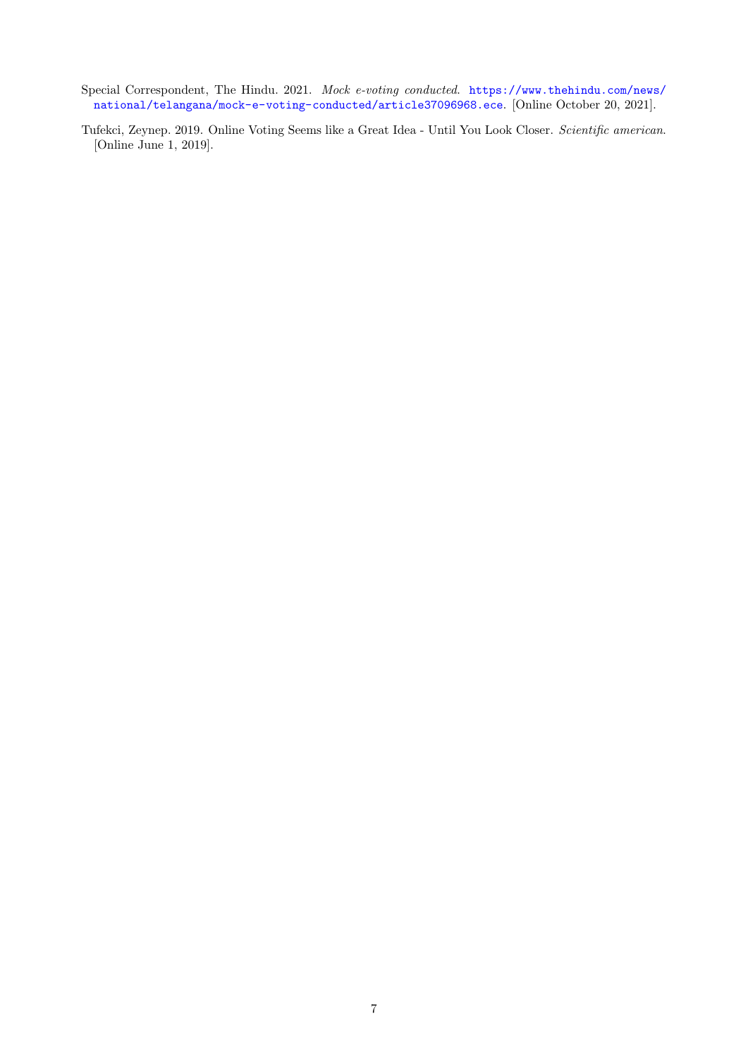Special Correspondent, The Hindu. 2021. *Mock e-voting conducted*. https://www.thehindu.com/news/national/telangana/mock-e-voting-conducted/article37096968.ece. [Online October 20, 2021].

Tufekci, Zeynep. 2019. Online Voting Seems like a Great Idea - Until You Look Closer. *Scientific american*. [Online June 1, 2019].